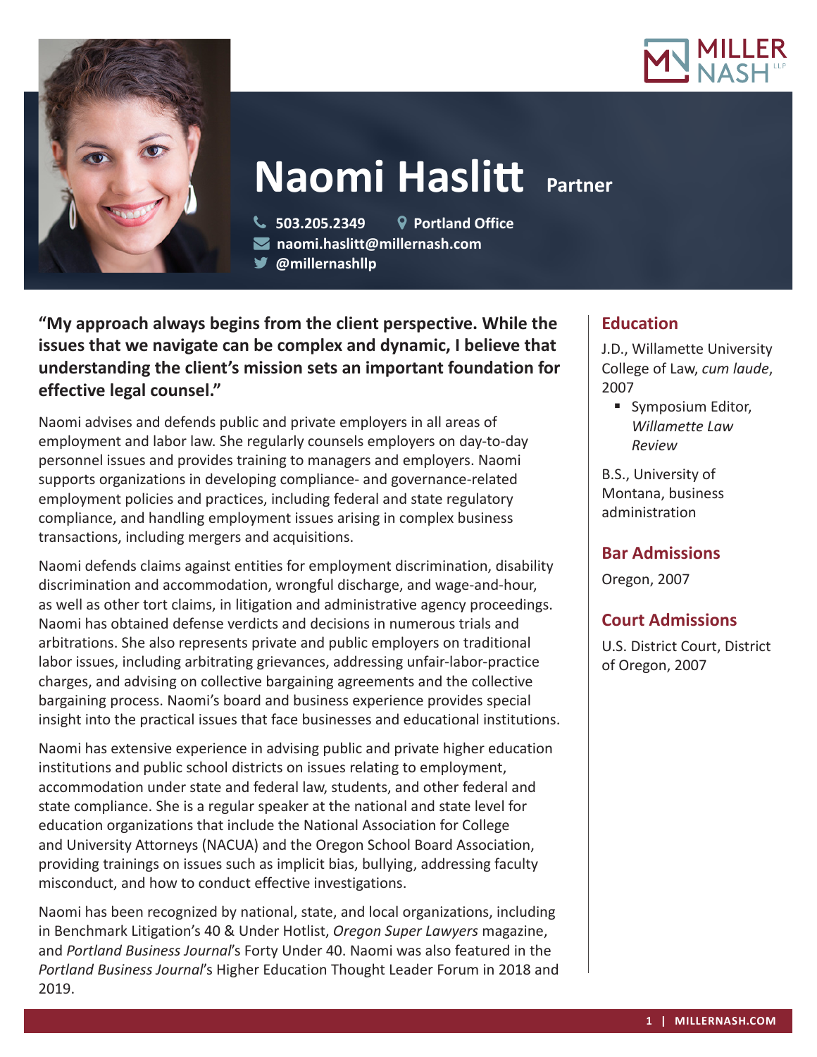# Naomi Haslitt Partner

503.205.2349 Portland Office
naomi.haslitt@millernash.com
@millernashllp

**"My approach always begins from the client perspective. While the issues that we navigate can be complex and dynamic, I believe that understanding the client's mission sets an important foundation for effective legal counsel."**

Naomi advises and defends public and private employers in all areas of employment and labor law. She regularly counsels employers on day-to-day personnel issues and provides training to managers and employers. Naomi supports organizations in developing compliance- and governance-related employment policies and practices, including federal and state regulatory compliance, and handling employment issues arising in complex business transactions, including mergers and acquisitions.

Naomi defends claims against entities for employment discrimination, disability discrimination and accommodation, wrongful discharge, and wage-and-hour, as well as other tort claims, in litigation and administrative agency proceedings. Naomi has obtained defense verdicts and decisions in numerous trials and arbitrations. She also represents private and public employers on traditional labor issues, including arbitrating grievances, addressing unfair-labor-practice charges, and advising on collective bargaining agreements and the collective bargaining process. Naomi's board and business experience provides special insight into the practical issues that face businesses and educational institutions.

Naomi has extensive experience in advising public and private higher education institutions and public school districts on issues relating to employment, accommodation under state and federal law, students, and other federal and state compliance. She is a regular speaker at the national and state level for education organizations that include the National Association for College and University Attorneys (NACUA) and the Oregon School Board Association, providing trainings on issues such as implicit bias, bullying, addressing faculty misconduct, and how to conduct effective investigations.

Naomi has been recognized by national, state, and local organizations, including in Benchmark Litigation's 40 & Under Hotlist, *Oregon Super Lawyers* magazine, and *Portland Business Journal*'s Forty Under 40. Naomi was also featured in the *Portland Business Journal*'s Higher Education Thought Leader Forum in 2018 and 2019.

## Education

J.D., Willamette University College of Law, *cum laude*, 2007

- Symposium Editor, *Willamette Law Review*

B.S., University of Montana, business administration

## Bar Admissions

Oregon, 2007

## Court Admissions

U.S. District Court, District of Oregon, 2007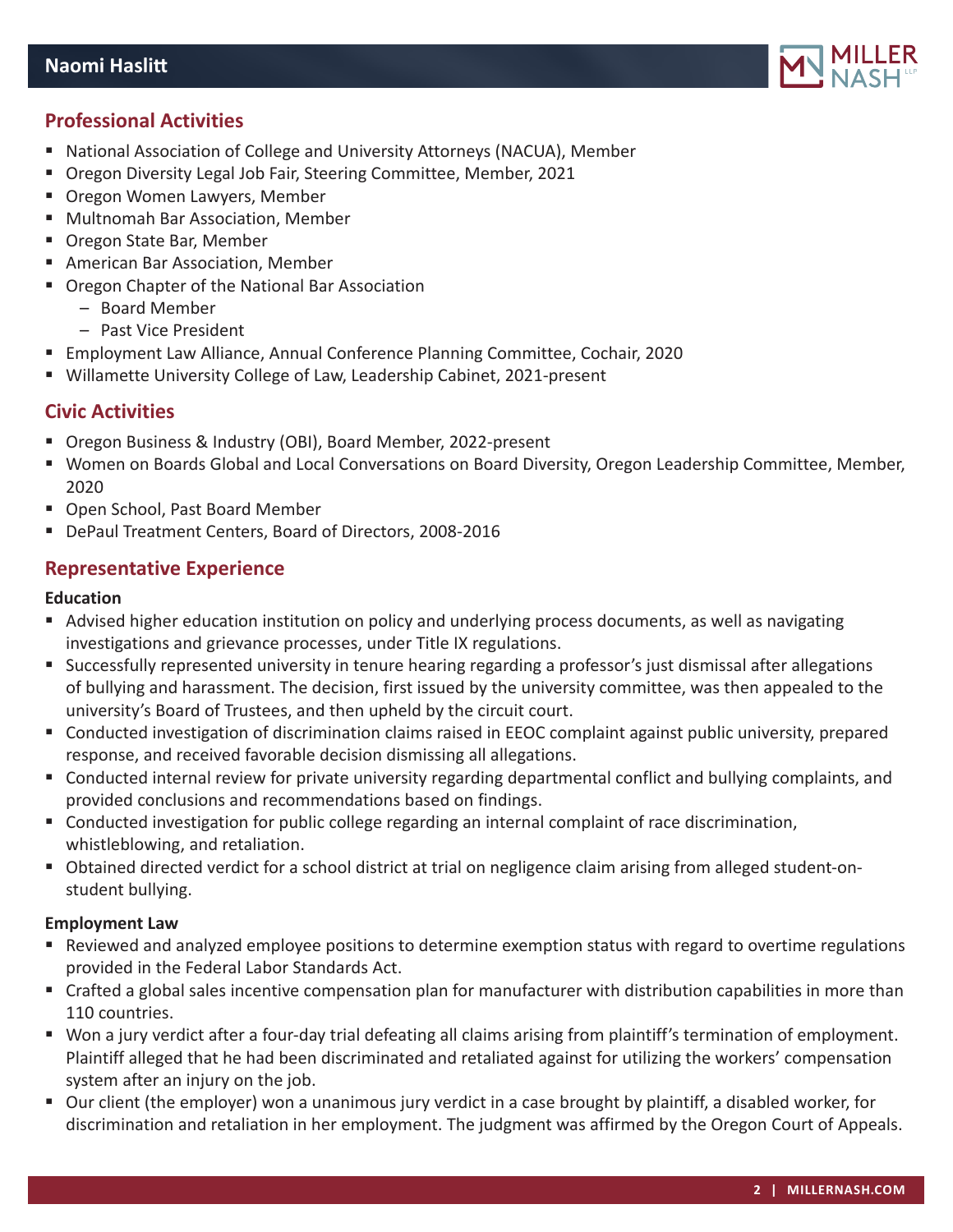## Professional Activities

- National Association of College and University Attorneys (NACUA), Member
- Oregon Diversity Legal Job Fair, Steering Committee, Member, 2021
- Oregon Women Lawyers, Member
- Multnomah Bar Association, Member
- Oregon State Bar, Member
- American Bar Association, Member
- Oregon Chapter of the National Bar Association
  - Board Member
  - Past Vice President
- Employment Law Alliance, Annual Conference Planning Committee, Cochair, 2020
- Willamette University College of Law, Leadership Cabinet, 2021-present

## Civic Activities

- Oregon Business & Industry (OBI), Board Member, 2022-present
- Women on Boards Global and Local Conversations on Board Diversity, Oregon Leadership Committee, Member, 2020
- Open School, Past Board Member
- DePaul Treatment Centers, Board of Directors, 2008-2016

## Representative Experience

### Education

- Advised higher education institution on policy and underlying process documents, as well as navigating investigations and grievance processes, under Title IX regulations.
- Successfully represented university in tenure hearing regarding a professor's just dismissal after allegations of bullying and harassment. The decision, first issued by the university committee, was then appealed to the university's Board of Trustees, and then upheld by the circuit court.
- Conducted investigation of discrimination claims raised in EEOC complaint against public university, prepared response, and received favorable decision dismissing all allegations.
- Conducted internal review for private university regarding departmental conflict and bullying complaints, and provided conclusions and recommendations based on findings.
- Conducted investigation for public college regarding an internal complaint of race discrimination, whistleblowing, and retaliation.
- Obtained directed verdict for a school district at trial on negligence claim arising from alleged student-on-student bullying.

### Employment Law

- Reviewed and analyzed employee positions to determine exemption status with regard to overtime regulations provided in the Federal Labor Standards Act.
- Crafted a global sales incentive compensation plan for manufacturer with distribution capabilities in more than 110 countries.
- Won a jury verdict after a four-day trial defeating all claims arising from plaintiff's termination of employment. Plaintiff alleged that he had been discriminated and retaliated against for utilizing the workers' compensation system after an injury on the job.
- Our client (the employer) won a unanimous jury verdict in a case brought by plaintiff, a disabled worker, for discrimination and retaliation in her employment. The judgment was affirmed by the Oregon Court of Appeals.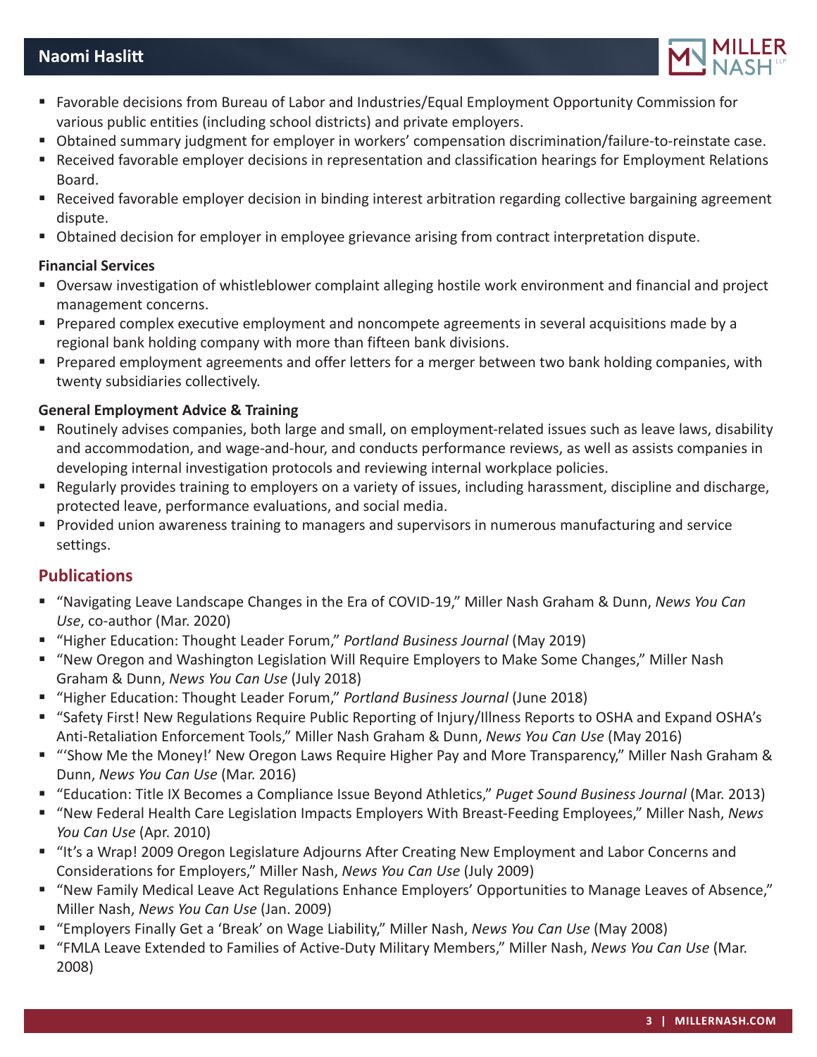- Favorable decisions from Bureau of Labor and Industries/Equal Employment Opportunity Commission for various public entities (including school districts) and private employers.
- Obtained summary judgment for employer in workers' compensation discrimination/failure-to-reinstate case.
- Received favorable employer decisions in representation and classification hearings for Employment Relations Board.
- Received favorable employer decision in binding interest arbitration regarding collective bargaining agreement dispute.
- Obtained decision for employer in employee grievance arising from contract interpretation dispute.

**Financial Services**

- Oversaw investigation of whistleblower complaint alleging hostile work environment and financial and project management concerns.
- Prepared complex executive employment and noncompete agreements in several acquisitions made by a regional bank holding company with more than fifteen bank divisions.
- Prepared employment agreements and offer letters for a merger between two bank holding companies, with twenty subsidiaries collectively.

**General Employment Advice & Training**

- Routinely advises companies, both large and small, on employment-related issues such as leave laws, disability and accommodation, and wage-and-hour, and conducts performance reviews, as well as assists companies in developing internal investigation protocols and reviewing internal workplace policies.
- Regularly provides training to employers on a variety of issues, including harassment, discipline and discharge, protected leave, performance evaluations, and social media.
- Provided union awareness training to managers and supervisors in numerous manufacturing and service settings.

## Publications

- "Navigating Leave Landscape Changes in the Era of COVID-19," Miller Nash Graham & Dunn, *News You Can Use*, co-author (Mar. 2020)
- "Higher Education: Thought Leader Forum," *Portland Business Journal* (May 2019)
- "New Oregon and Washington Legislation Will Require Employers to Make Some Changes," Miller Nash Graham & Dunn, *News You Can Use* (July 2018)
- "Higher Education: Thought Leader Forum," *Portland Business Journal* (June 2018)
- "Safety First! New Regulations Require Public Reporting of Injury/Illness Reports to OSHA and Expand OSHA's Anti-Retaliation Enforcement Tools," Miller Nash Graham & Dunn, *News You Can Use* (May 2016)
- "'Show Me the Money!' New Oregon Laws Require Higher Pay and More Transparency," Miller Nash Graham & Dunn, *News You Can Use* (Mar. 2016)
- "Education: Title IX Becomes a Compliance Issue Beyond Athletics," *Puget Sound Business Journal* (Mar. 2013)
- "New Federal Health Care Legislation Impacts Employers With Breast-Feeding Employees," Miller Nash, *News You Can Use* (Apr. 2010)
- "It's a Wrap! 2009 Oregon Legislature Adjourns After Creating New Employment and Labor Concerns and Considerations for Employers," Miller Nash, *News You Can Use* (July 2009)
- "New Family Medical Leave Act Regulations Enhance Employers' Opportunities to Manage Leaves of Absence," Miller Nash, *News You Can Use* (Jan. 2009)
- "Employers Finally Get a 'Break' on Wage Liability," Miller Nash, *News You Can Use* (May 2008)
- "FMLA Leave Extended to Families of Active-Duty Military Members," Miller Nash, *News You Can Use* (Mar. 2008)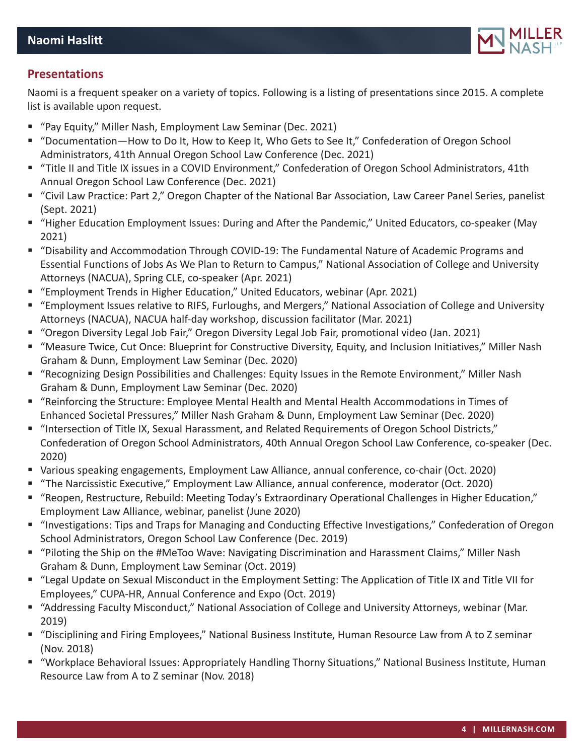## Presentations

Naomi is a frequent speaker on a variety of topics. Following is a listing of presentations since 2015. A complete list is available upon request.

- "Pay Equity," Miller Nash, Employment Law Seminar (Dec. 2021)
- "Documentation—How to Do It, How to Keep It, Who Gets to See It," Confederation of Oregon School Administrators, 41th Annual Oregon School Law Conference (Dec. 2021)
- "Title II and Title IX issues in a COVID Environment," Confederation of Oregon School Administrators, 41th Annual Oregon School Law Conference (Dec. 2021)
- "Civil Law Practice: Part 2," Oregon Chapter of the National Bar Association, Law Career Panel Series, panelist (Sept. 2021)
- "Higher Education Employment Issues: During and After the Pandemic," United Educators, co-speaker (May 2021)
- "Disability and Accommodation Through COVID-19: The Fundamental Nature of Academic Programs and Essential Functions of Jobs As We Plan to Return to Campus," National Association of College and University Attorneys (NACUA), Spring CLE, co-speaker (Apr. 2021)
- "Employment Trends in Higher Education," United Educators, webinar (Apr. 2021)
- "Employment Issues relative to RIFS, Furloughs, and Mergers," National Association of College and University Attorneys (NACUA), NACUA half-day workshop, discussion facilitator (Mar. 2021)
- "Oregon Diversity Legal Job Fair," Oregon Diversity Legal Job Fair, promotional video (Jan. 2021)
- "Measure Twice, Cut Once: Blueprint for Constructive Diversity, Equity, and Inclusion Initiatives," Miller Nash Graham & Dunn, Employment Law Seminar (Dec. 2020)
- "Recognizing Design Possibilities and Challenges: Equity Issues in the Remote Environment," Miller Nash Graham & Dunn, Employment Law Seminar (Dec. 2020)
- "Reinforcing the Structure: Employee Mental Health and Mental Health Accommodations in Times of Enhanced Societal Pressures," Miller Nash Graham & Dunn, Employment Law Seminar (Dec. 2020)
- "Intersection of Title IX, Sexual Harassment, and Related Requirements of Oregon School Districts," Confederation of Oregon School Administrators, 40th Annual Oregon School Law Conference, co-speaker (Dec. 2020)
- Various speaking engagements, Employment Law Alliance, annual conference, co-chair (Oct. 2020)
- "The Narcissistic Executive," Employment Law Alliance, annual conference, moderator (Oct. 2020)
- "Reopen, Restructure, Rebuild: Meeting Today's Extraordinary Operational Challenges in Higher Education," Employment Law Alliance, webinar, panelist (June 2020)
- "Investigations: Tips and Traps for Managing and Conducting Effective Investigations," Confederation of Oregon School Administrators, Oregon School Law Conference (Dec. 2019)
- "Piloting the Ship on the #MeToo Wave: Navigating Discrimination and Harassment Claims," Miller Nash Graham & Dunn, Employment Law Seminar (Oct. 2019)
- "Legal Update on Sexual Misconduct in the Employment Setting: The Application of Title IX and Title VII for Employees," CUPA-HR, Annual Conference and Expo (Oct. 2019)
- "Addressing Faculty Misconduct," National Association of College and University Attorneys, webinar (Mar. 2019)
- "Disciplining and Firing Employees," National Business Institute, Human Resource Law from A to Z seminar (Nov. 2018)
- "Workplace Behavioral Issues: Appropriately Handling Thorny Situations," National Business Institute, Human Resource Law from A to Z seminar (Nov. 2018)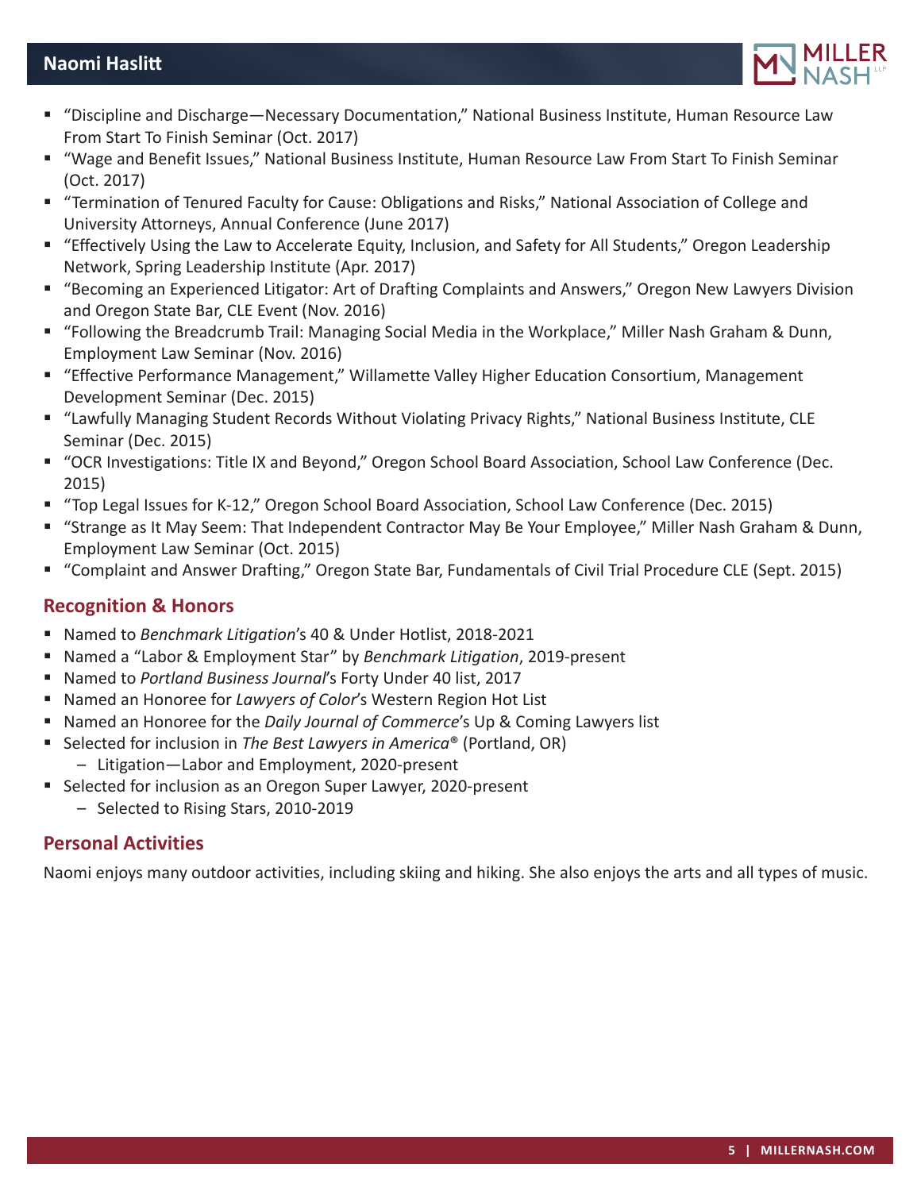- "Discipline and Discharge—Necessary Documentation," National Business Institute, Human Resource Law From Start To Finish Seminar (Oct. 2017)
- "Wage and Benefit Issues," National Business Institute, Human Resource Law From Start To Finish Seminar (Oct. 2017)
- "Termination of Tenured Faculty for Cause: Obligations and Risks," National Association of College and University Attorneys, Annual Conference (June 2017)
- "Effectively Using the Law to Accelerate Equity, Inclusion, and Safety for All Students," Oregon Leadership Network, Spring Leadership Institute (Apr. 2017)
- "Becoming an Experienced Litigator: Art of Drafting Complaints and Answers," Oregon New Lawyers Division and Oregon State Bar, CLE Event (Nov. 2016)
- "Following the Breadcrumb Trail: Managing Social Media in the Workplace," Miller Nash Graham & Dunn, Employment Law Seminar (Nov. 2016)
- "Effective Performance Management," Willamette Valley Higher Education Consortium, Management Development Seminar (Dec. 2015)
- "Lawfully Managing Student Records Without Violating Privacy Rights," National Business Institute, CLE Seminar (Dec. 2015)
- "OCR Investigations: Title IX and Beyond," Oregon School Board Association, School Law Conference (Dec. 2015)
- "Top Legal Issues for K-12," Oregon School Board Association, School Law Conference (Dec. 2015)
- "Strange as It May Seem: That Independent Contractor May Be Your Employee," Miller Nash Graham & Dunn, Employment Law Seminar (Oct. 2015)
- "Complaint and Answer Drafting," Oregon State Bar, Fundamentals of Civil Trial Procedure CLE (Sept. 2015)

## Recognition & Honors

- Named to *Benchmark Litigation*'s 40 & Under Hotlist, 2018-2021
- Named a "Labor & Employment Star" by *Benchmark Litigation*, 2019-present
- Named to *Portland Business Journal*'s Forty Under 40 list, 2017
- Named an Honoree for *Lawyers of Color*'s Western Region Hot List
- Named an Honoree for the *Daily Journal of Commerce*'s Up & Coming Lawyers list
- Selected for inclusion in *The Best Lawyers in America*® (Portland, OR)
  - Litigation—Labor and Employment, 2020-present
- Selected for inclusion as an Oregon Super Lawyer, 2020-present
  - Selected to Rising Stars, 2010-2019

## Personal Activities

Naomi enjoys many outdoor activities, including skiing and hiking. She also enjoys the arts and all types of music.